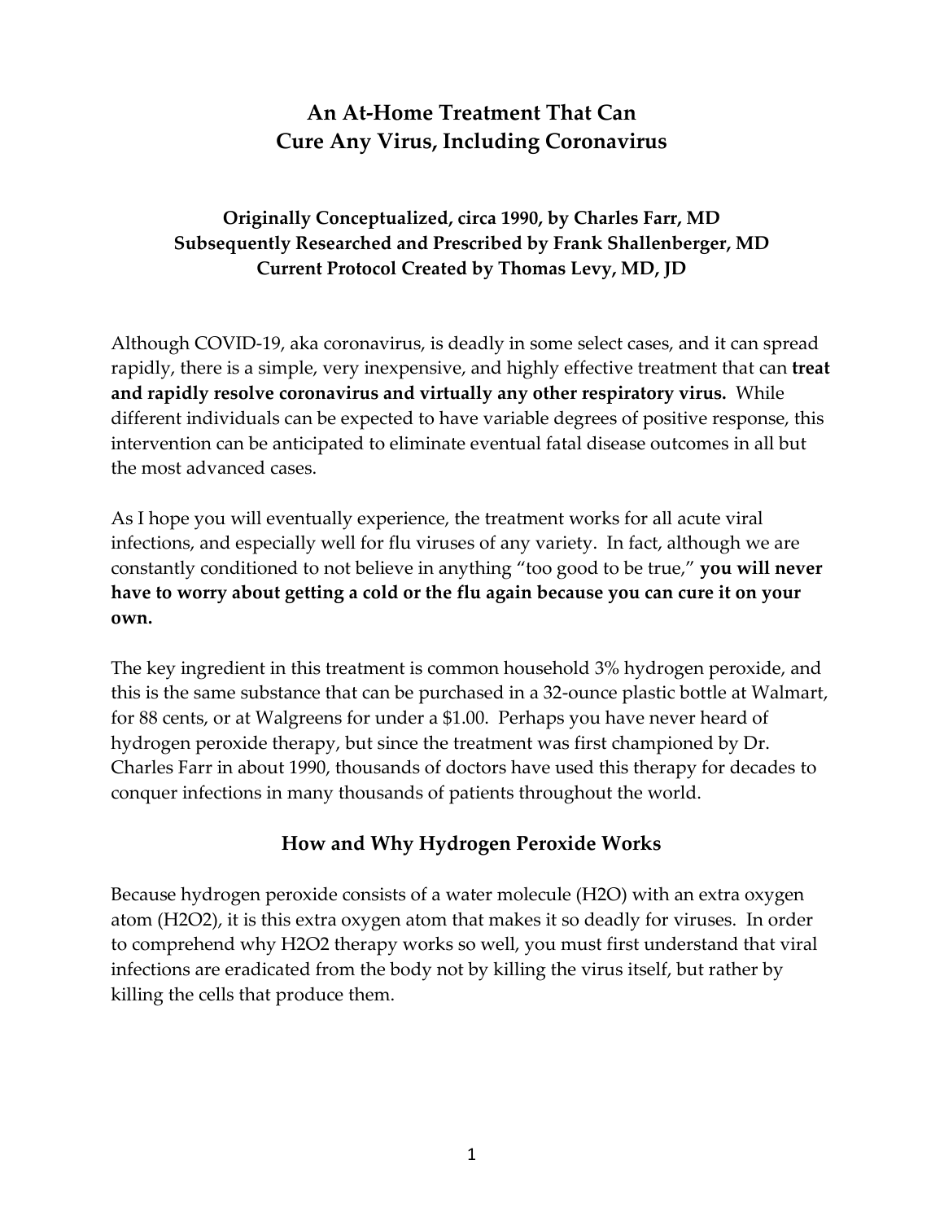# An At-Home Treatment That Can Cure Any Virus, Including Coronavirus

**Originally Conceptualized, circa 1990, by Charles Farr, MD**
**Subsequently Researched and Prescribed by Frank Shallenberger, MD**
**Current Protocol Created by Thomas Levy, MD, JD**

Although COVID-19, aka coronavirus, is deadly in some select cases, and it can spread rapidly, there is a simple, very inexpensive, and highly effective treatment that can **treat and rapidly resolve coronavirus and virtually any other respiratory virus.** While different individuals can be expected to have variable degrees of positive response, this intervention can be anticipated to eliminate eventual fatal disease outcomes in all but the most advanced cases.

As I hope you will eventually experience, the treatment works for all acute viral infections, and especially well for flu viruses of any variety. In fact, although we are constantly conditioned to not believe in anything "too good to be true," **you will never have to worry about getting a cold or the flu again because you can cure it on your own.**

The key ingredient in this treatment is common household 3% hydrogen peroxide, and this is the same substance that can be purchased in a 32-ounce plastic bottle at Walmart, for 88 cents, or at Walgreens for under a $1.00. Perhaps you have never heard of hydrogen peroxide therapy, but since the treatment was first championed by Dr. Charles Farr in about 1990, thousands of doctors have used this therapy for decades to conquer infections in many thousands of patients throughout the world.

## How and Why Hydrogen Peroxide Works

Because hydrogen peroxide consists of a water molecule ($H_2O$) with an extra oxygen atom ($H_2O_2$), it is this extra oxygen atom that makes it so deadly for viruses. In order to comprehend why $H_2O_2$ therapy works so well, you must first understand that viral infections are eradicated from the body not by killing the virus itself, but rather by killing the cells that produce them.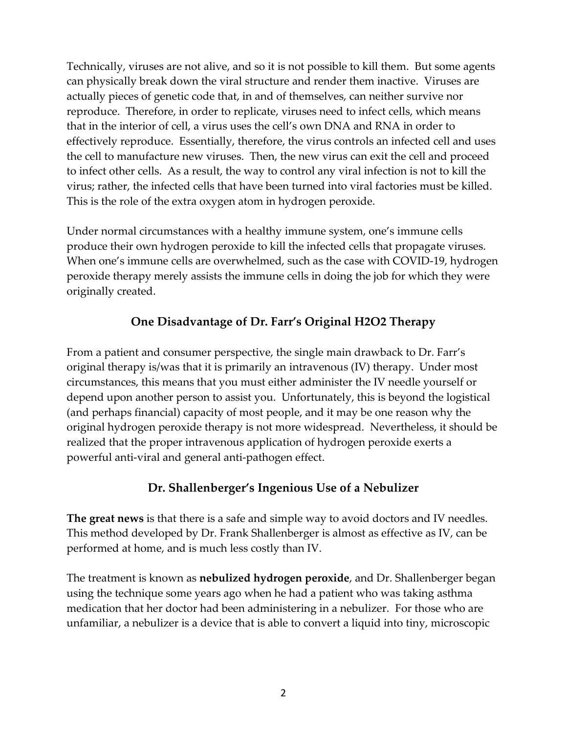Technically, viruses are not alive, and so it is not possible to kill them. But some agents can physically break down the viral structure and render them inactive. Viruses are actually pieces of genetic code that, in and of themselves, can neither survive nor reproduce. Therefore, in order to replicate, viruses need to infect cells, which means that in the interior of cell, a virus uses the cell's own DNA and RNA in order to effectively reproduce. Essentially, therefore, the virus controls an infected cell and uses the cell to manufacture new viruses. Then, the new virus can exit the cell and proceed to infect other cells. As a result, the way to control any viral infection is not to kill the virus; rather, the infected cells that have been turned into viral factories must be killed. This is the role of the extra oxygen atom in hydrogen peroxide.

Under normal circumstances with a healthy immune system, one's immune cells produce their own hydrogen peroxide to kill the infected cells that propagate viruses. When one's immune cells are overwhelmed, such as the case with COVID-19, hydrogen peroxide therapy merely assists the immune cells in doing the job for which they were originally created.

## One Disadvantage of Dr. Farr's Original H2O2 Therapy

From a patient and consumer perspective, the single main drawback to Dr. Farr's original therapy is/was that it is primarily an intravenous (IV) therapy. Under most circumstances, this means that you must either administer the IV needle yourself or depend upon another person to assist you. Unfortunately, this is beyond the logistical (and perhaps financial) capacity of most people, and it may be one reason why the original hydrogen peroxide therapy is not more widespread. Nevertheless, it should be realized that the proper intravenous application of hydrogen peroxide exerts a powerful anti-viral and general anti-pathogen effect.

## Dr. Shallenberger's Ingenious Use of a Nebulizer

**The great news** is that there is a safe and simple way to avoid doctors and IV needles. This method developed by Dr. Frank Shallenberger is almost as effective as IV, can be performed at home, and is much less costly than IV.

The treatment is known as **nebulized hydrogen peroxide**, and Dr. Shallenberger began using the technique some years ago when he had a patient who was taking asthma medication that her doctor had been administering in a nebulizer. For those who are unfamiliar, a nebulizer is a device that is able to convert a liquid into tiny, microscopic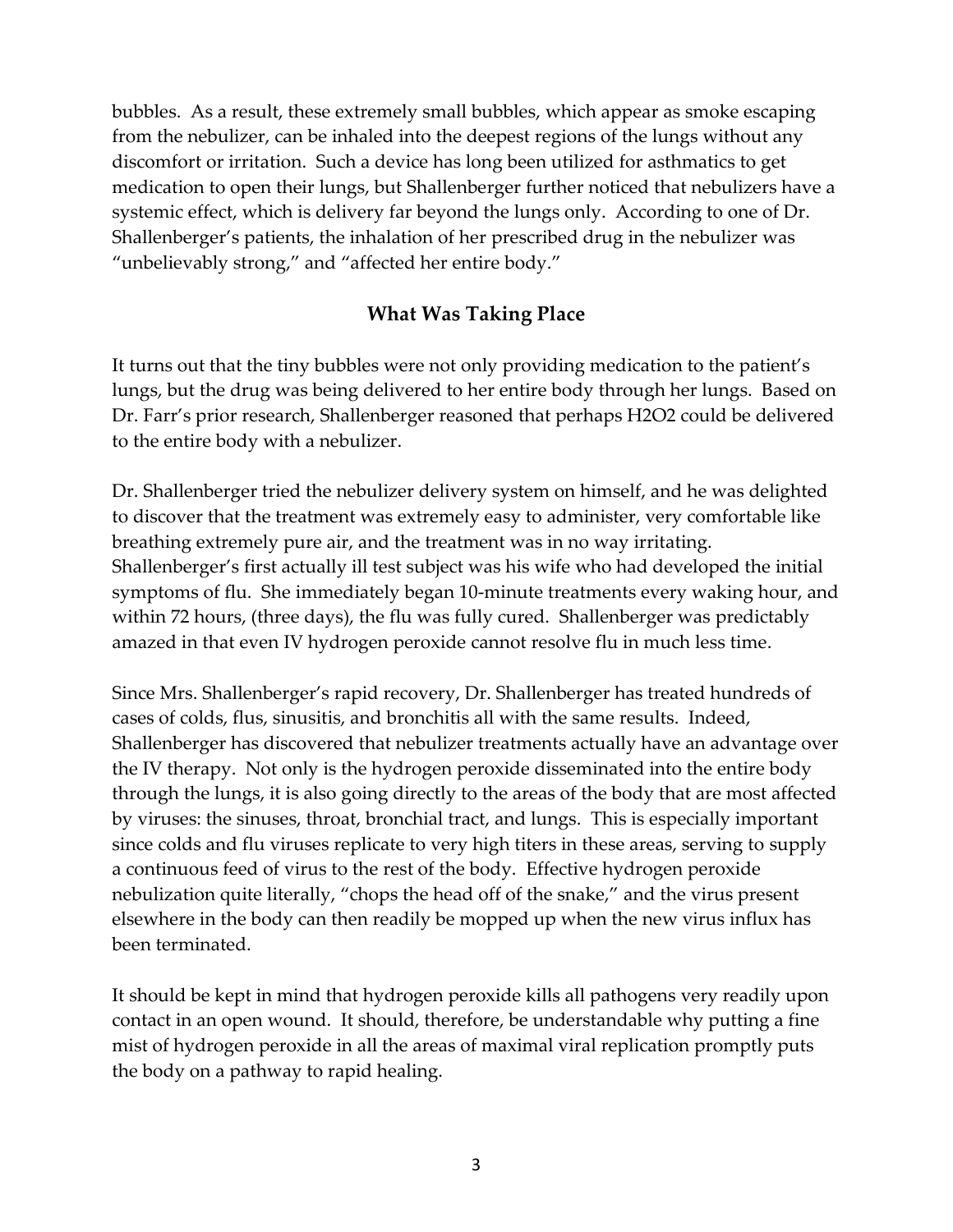bubbles. As a result, these extremely small bubbles, which appear as smoke escaping from the nebulizer, can be inhaled into the deepest regions of the lungs without any discomfort or irritation. Such a device has long been utilized for asthmatics to get medication to open their lungs, but Shallenberger further noticed that nebulizers have a systemic effect, which is delivery far beyond the lungs only. According to one of Dr. Shallenberger's patients, the inhalation of her prescribed drug in the nebulizer was "unbelievably strong," and "affected her entire body."

## What Was Taking Place

It turns out that the tiny bubbles were not only providing medication to the patient's lungs, but the drug was being delivered to her entire body through her lungs. Based on Dr. Farr's prior research, Shallenberger reasoned that perhaps H2O2 could be delivered to the entire body with a nebulizer.

Dr. Shallenberger tried the nebulizer delivery system on himself, and he was delighted to discover that the treatment was extremely easy to administer, very comfortable like breathing extremely pure air, and the treatment was in no way irritating. Shallenberger's first actually ill test subject was his wife who had developed the initial symptoms of flu. She immediately began 10-minute treatments every waking hour, and within 72 hours, (three days), the flu was fully cured. Shallenberger was predictably amazed in that even IV hydrogen peroxide cannot resolve flu in much less time.

Since Mrs. Shallenberger's rapid recovery, Dr. Shallenberger has treated hundreds of cases of colds, flus, sinusitis, and bronchitis all with the same results. Indeed, Shallenberger has discovered that nebulizer treatments actually have an advantage over the IV therapy. Not only is the hydrogen peroxide disseminated into the entire body through the lungs, it is also going directly to the areas of the body that are most affected by viruses: the sinuses, throat, bronchial tract, and lungs. This is especially important since colds and flu viruses replicate to very high titers in these areas, serving to supply a continuous feed of virus to the rest of the body. Effective hydrogen peroxide nebulization quite literally, "chops the head off of the snake," and the virus present elsewhere in the body can then readily be mopped up when the new virus influx has been terminated.

It should be kept in mind that hydrogen peroxide kills all pathogens very readily upon contact in an open wound. It should, therefore, be understandable why putting a fine mist of hydrogen peroxide in all the areas of maximal viral replication promptly puts the body on a pathway to rapid healing.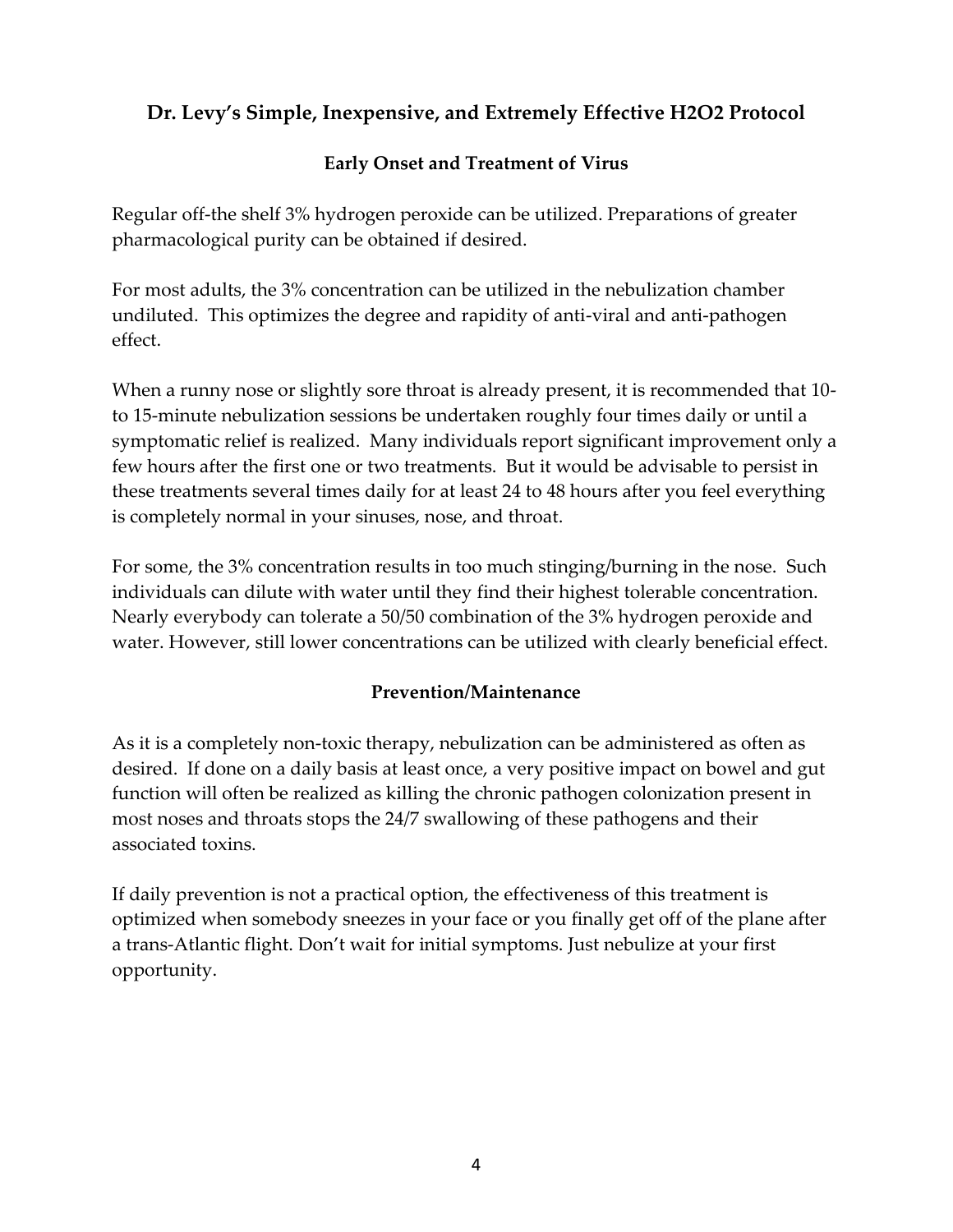## Dr. Levy's Simple, Inexpensive, and Extremely Effective H2O2 Protocol

### Early Onset and Treatment of Virus

Regular off-the shelf 3% hydrogen peroxide can be utilized. Preparations of greater pharmacological purity can be obtained if desired.

For most adults, the 3% concentration can be utilized in the nebulization chamber undiluted. This optimizes the degree and rapidity of anti-viral and anti-pathogen effect.

When a runny nose or slightly sore throat is already present, it is recommended that 10- to 15-minute nebulization sessions be undertaken roughly four times daily or until a symptomatic relief is realized. Many individuals report significant improvement only a few hours after the first one or two treatments. But it would be advisable to persist in these treatments several times daily for at least 24 to 48 hours after you feel everything is completely normal in your sinuses, nose, and throat.

For some, the 3% concentration results in too much stinging/burning in the nose. Such individuals can dilute with water until they find their highest tolerable concentration. Nearly everybody can tolerate a 50/50 combination of the 3% hydrogen peroxide and water. However, still lower concentrations can be utilized with clearly beneficial effect.

### Prevention/Maintenance

As it is a completely non-toxic therapy, nebulization can be administered as often as desired. If done on a daily basis at least once, a very positive impact on bowel and gut function will often be realized as killing the chronic pathogen colonization present in most noses and throats stops the 24/7 swallowing of these pathogens and their associated toxins.

If daily prevention is not a practical option, the effectiveness of this treatment is optimized when somebody sneezes in your face or you finally get off of the plane after a trans-Atlantic flight. Don't wait for initial symptoms. Just nebulize at your first opportunity.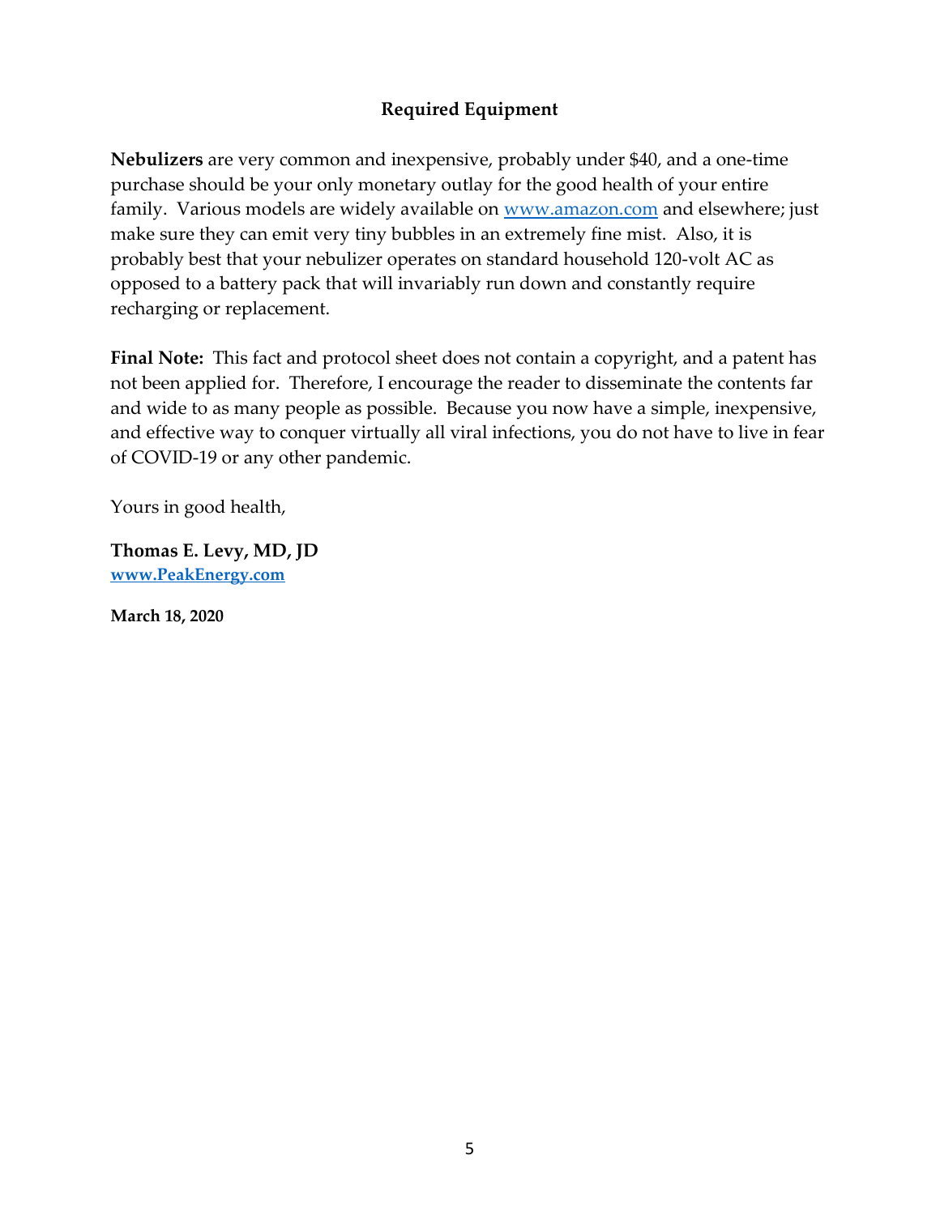## Required Equipment

**Nebulizers** are very common and inexpensive, probably under $40, and a one-time purchase should be your only monetary outlay for the good health of your entire family. Various models are widely available on [www.amazon.com](http://www.amazon.com) and elsewhere; just make sure they can emit very tiny bubbles in an extremely fine mist. Also, it is probably best that your nebulizer operates on standard household 120-volt AC as opposed to a battery pack that will invariably run down and constantly require recharging or replacement.

**Final Note:** This fact and protocol sheet does not contain a copyright, and a patent has not been applied for. Therefore, I encourage the reader to disseminate the contents far and wide to as many people as possible. Because you now have a simple, inexpensive, and effective way to conquer virtually all viral infections, you do not have to live in fear of COVID-19 or any other pandemic.

Yours in good health,

**Thomas E. Levy, MD, JD**
**[www.PeakEnergy.com](http://www.PeakEnergy.com)**

**March 18, 2020**